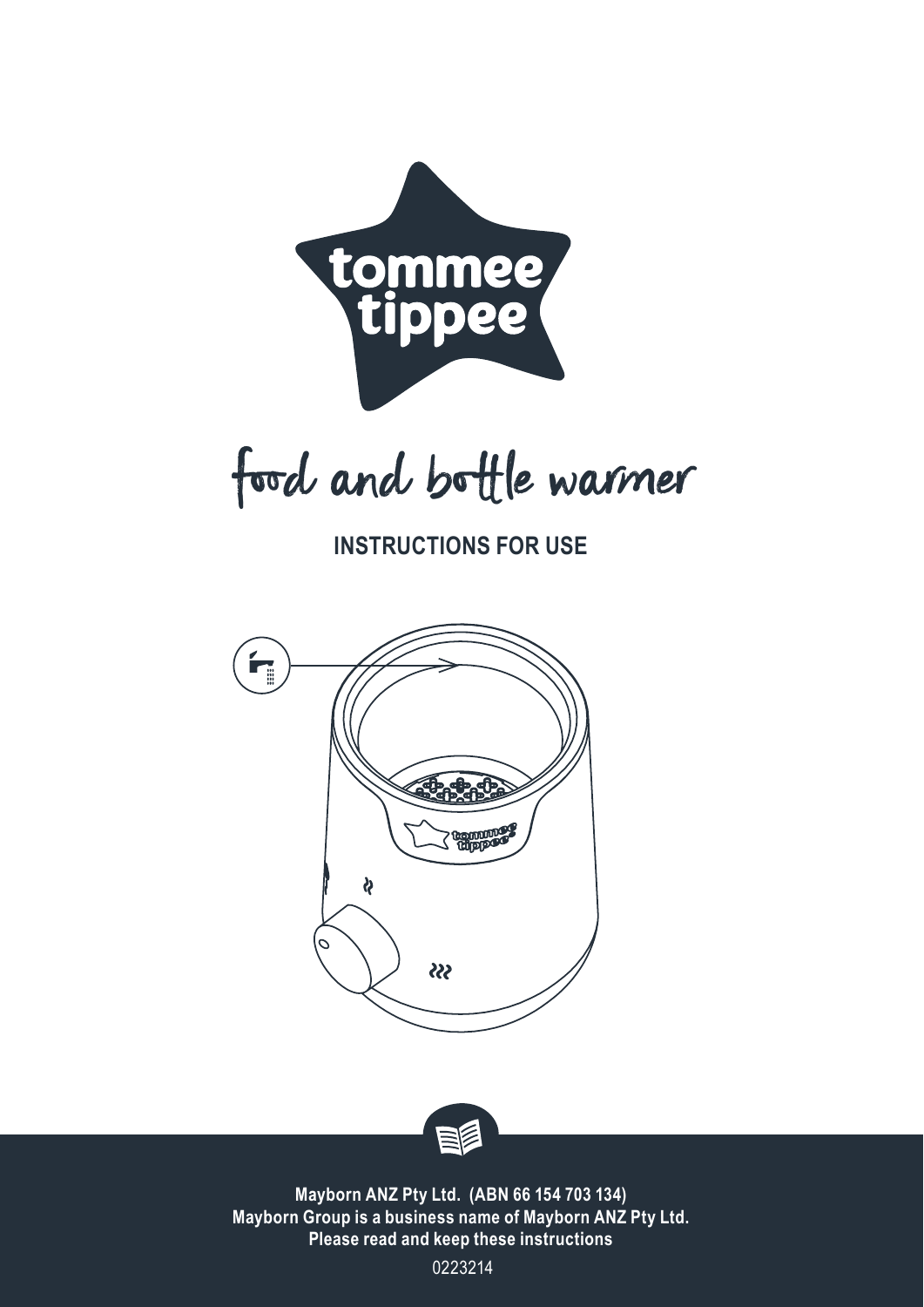# tommee tippee

## food and bottle warmer

**INSTRUCTIONS FOR USE**

**Mayborn ANZ Pty Ltd. (ABN 66 154 703 134)**
**Mayborn Group is a business name of Mayborn ANZ Pty Ltd.**
**Please read and keep these instructions**

0223214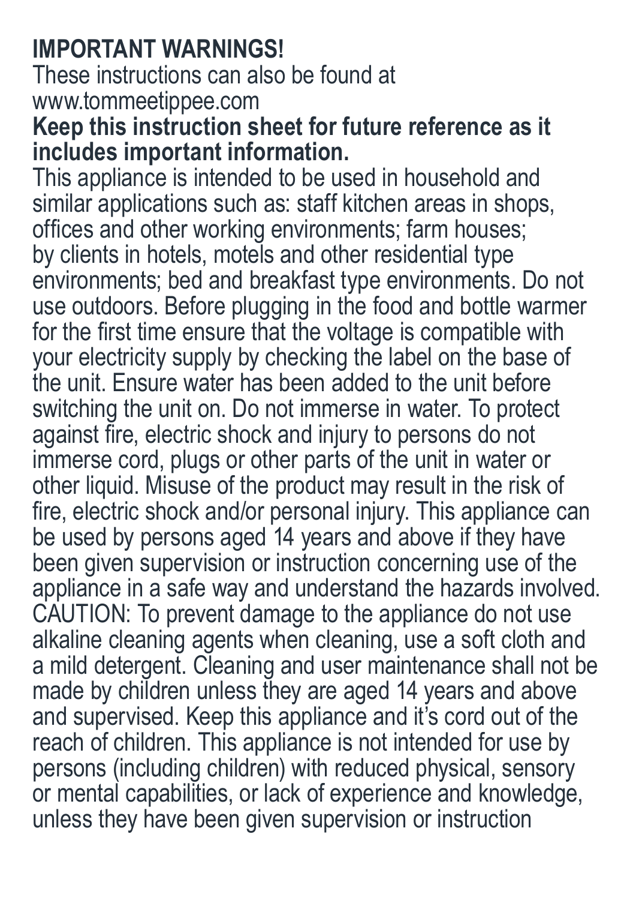**IMPORTANT WARNINGS!**

These instructions can also be found at www.tommeetippee.com

**Keep this instruction sheet for future reference as it includes important information.**

This appliance is intended to be used in household and similar applications such as: staff kitchen areas in shops, offices and other working environments; farm houses; by clients in hotels, motels and other residential type environments; bed and breakfast type environments. Do not use outdoors. Before plugging in the food and bottle warmer for the first time ensure that the voltage is compatible with your electricity supply by checking the label on the base of the unit. Ensure water has been added to the unit before switching the unit on. Do not immerse in water. To protect against fire, electric shock and injury to persons do not immerse cord, plugs or other parts of the unit in water or other liquid. Misuse of the product may result in the risk of fire, electric shock and/or personal injury. This appliance can be used by persons aged 14 years and above if they have been given supervision or instruction concerning use of the appliance in a safe way and understand the hazards involved. CAUTION: To prevent damage to the appliance do not use alkaline cleaning agents when cleaning, use a soft cloth and a mild detergent. Cleaning and user maintenance shall not be made by children unless they are aged 14 years and above and supervised. Keep this appliance and it's cord out of the reach of children. This appliance is not intended for use by persons (including children) with reduced physical, sensory or mental capabilities, or lack of experience and knowledge, unless they have been given supervision or instruction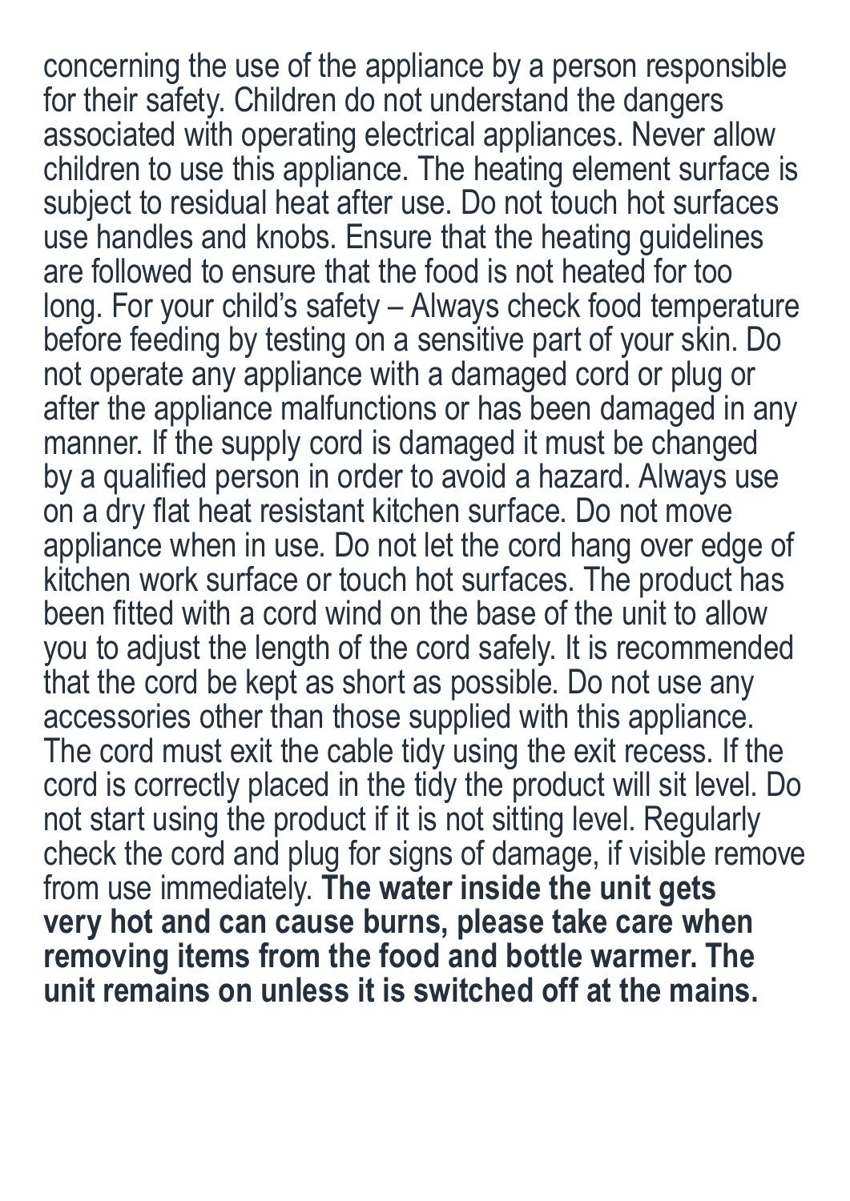concerning the use of the appliance by a person responsible for their safety. Children do not understand the dangers associated with operating electrical appliances. Never allow children to use this appliance. The heating element surface is subject to residual heat after use. Do not touch hot surfaces use handles and knobs. Ensure that the heating guidelines are followed to ensure that the food is not heated for too long. For your child's safety – Always check food temperature before feeding by testing on a sensitive part of your skin. Do not operate any appliance with a damaged cord or plug or after the appliance malfunctions or has been damaged in any manner. If the supply cord is damaged it must be changed by a qualified person in order to avoid a hazard. Always use on a dry flat heat resistant kitchen surface. Do not move appliance when in use. Do not let the cord hang over edge of kitchen work surface or touch hot surfaces. The product has been fitted with a cord wind on the base of the unit to allow you to adjust the length of the cord safely. It is recommended that the cord be kept as short as possible. Do not use any accessories other than those supplied with this appliance. The cord must exit the cable tidy using the exit recess. If the cord is correctly placed in the tidy the product will sit level. Do not start using the product if it is not sitting level. Regularly check the cord and plug for signs of damage, if visible remove from use immediately. **The water inside the unit gets very hot and can cause burns, please take care when removing items from the food and bottle warmer. The unit remains on unless it is switched off at the mains.**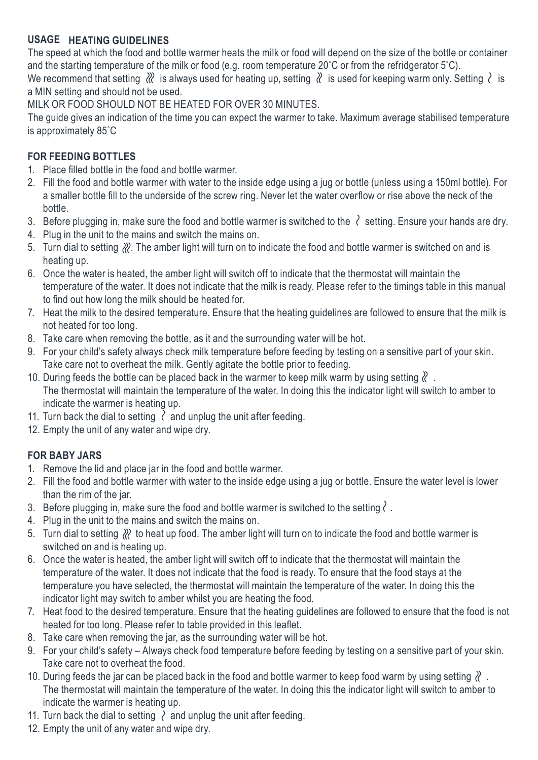## USAGE HEATING GUIDELINES

The speed at which the food and bottle warmer heats the milk or food will depend on the size of the bottle or container and the starting temperature of the milk or food (e.g. room temperature 20˚C or from the refridgerator 5˚C).

We recommend that setting ≀≀≀ is always used for heating up, setting ≀≀ is used for keeping warm only. Setting ≀ is a MIN setting and should not be used.

MILK OR FOOD SHOULD NOT BE HEATED FOR OVER 30 MINUTES.

The guide gives an indication of the time you can expect the warmer to take. Maximum average stabilised temperature is approximately 85˚C

### FOR FEEDING BOTTLES

1. Place filled bottle in the food and bottle warmer.
2. Fill the food and bottle warmer with water to the inside edge using a jug or bottle (unless using a 150ml bottle). For a smaller bottle fill to the underside of the screw ring. Never let the water overflow or rise above the neck of the bottle.
3. Before plugging in, make sure the food and bottle warmer is switched to the ≀ setting. Ensure your hands are dry.
4. Plug in the unit to the mains and switch the mains on.
5. Turn dial to setting ≀≀≀. The amber light will turn on to indicate the food and bottle warmer is switched on and is heating up.
6. Once the water is heated, the amber light will switch off to indicate that the thermostat will maintain the temperature of the water. It does not indicate that the milk is ready. Please refer to the timings table in this manual to find out how long the milk should be heated for.
7. Heat the milk to the desired temperature. Ensure that the heating guidelines are followed to ensure that the milk is not heated for too long.
8. Take care when removing the bottle, as it and the surrounding water will be hot.
9. For your child's safety always check milk temperature before feeding by testing on a sensitive part of your skin. Take care not to overheat the milk. Gently agitate the bottle prior to feeding.
10. During feeds the bottle can be placed back in the warmer to keep milk warm by using setting ≀≀ . The thermostat will maintain the temperature of the water. In doing this the indicator light will switch to amber to indicate the warmer is heating up.
11. Turn back the dial to setting ≀ and unplug the unit after feeding.
12. Empty the unit of any water and wipe dry.

### FOR BABY JARS

1. Remove the lid and place jar in the food and bottle warmer.
2. Fill the food and bottle warmer with water to the inside edge using a jug or bottle. Ensure the water level is lower than the rim of the jar.
3. Before plugging in, make sure the food and bottle warmer is switched to the setting ≀ .
4. Plug in the unit to the mains and switch the mains on.
5. Turn dial to setting ≀≀≀ to heat up food. The amber light will turn on to indicate the food and bottle warmer is switched on and is heating up.
6. Once the water is heated, the amber light will switch off to indicate that the thermostat will maintain the temperature of the water. It does not indicate that the food is ready. To ensure that the food stays at the temperature you have selected, the thermostat will maintain the temperature of the water. In doing this the indicator light may switch to amber whilst you are heating the food.
7. Heat food to the desired temperature. Ensure that the heating guidelines are followed to ensure that the food is not heated for too long. Please refer to table provided in this leaflet.
8. Take care when removing the jar, as the surrounding water will be hot.
9. For your child's safety – Always check food temperature before feeding by testing on a sensitive part of your skin. Take care not to overheat the food.
10. During feeds the jar can be placed back in the food and bottle warmer to keep food warm by using setting ≀≀ . The thermostat will maintain the temperature of the water. In doing this the indicator light will switch to amber to indicate the warmer is heating up.
11. Turn back the dial to setting ≀ and unplug the unit after feeding.
12. Empty the unit of any water and wipe dry.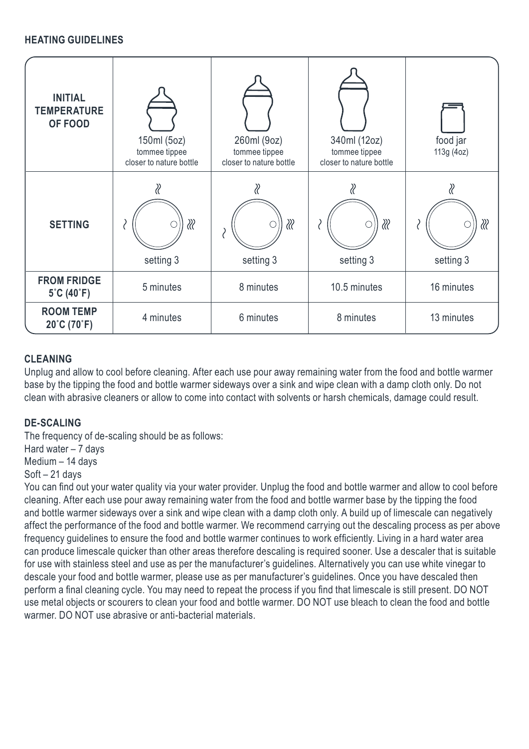## HEATING GUIDELINES

| INITIAL TEMPERATURE OF FOOD | 150ml (5oz) tommee tippee closer to nature bottle | 260ml (9oz) tommee tippee closer to nature bottle | 340ml (12oz) tommee tippee closer to nature bottle | food jar 113g (4oz) |
|---|---|---|---|---|
| SETTING | setting 3 | setting 3 | setting 3 | setting 3 |
| FROM FRIDGE 5˚C (40˚F) | 5 minutes | 8 minutes | 10.5 minutes | 16 minutes |
| ROOM TEMP 20˚C (70˚F) | 4 minutes | 6 minutes | 8 minutes | 13 minutes |

## CLEANING

Unplug and allow to cool before cleaning. After each use pour away remaining water from the food and bottle warmer base by the tipping the food and bottle warmer sideways over a sink and wipe clean with a damp cloth only. Do not clean with abrasive cleaners or allow to come into contact with solvents or harsh chemicals, damage could result.

## DE-SCALING

The frequency of de-scaling should be as follows:
Hard water – 7 days
Medium – 14 days
Soft – 21 days

You can find out your water quality via your water provider. Unplug the food and bottle warmer and allow to cool before cleaning. After each use pour away remaining water from the food and bottle warmer base by the tipping the food and bottle warmer sideways over a sink and wipe clean with a damp cloth only. A build up of limescale can negatively affect the performance of the food and bottle warmer. We recommend carrying out the descaling process as per above frequency guidelines to ensure the food and bottle warmer continues to work efficiently. Living in a hard water area can produce limescale quicker than other areas therefore descaling is required sooner. Use a descaler that is suitable for use with stainless steel and use as per the manufacturer's guidelines. Alternatively you can use white vinegar to descale your food and bottle warmer, please use as per manufacturer's guidelines. Once you have descaled then perform a final cleaning cycle. You may need to repeat the process if you find that limescale is still present. DO NOT use metal objects or scourers to clean your food and bottle warmer. DO NOT use bleach to clean the food and bottle warmer. DO NOT use abrasive or anti-bacterial materials.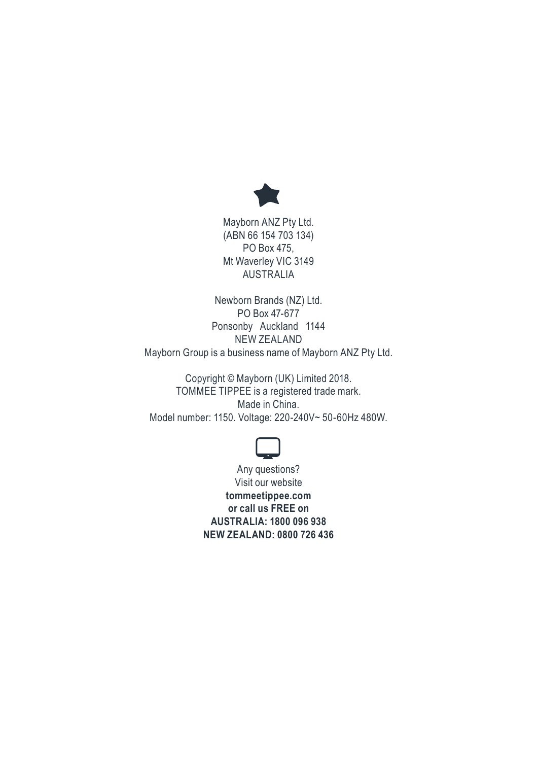Mayborn ANZ Pty Ltd.
(ABN 66 154 703 134)
PO Box 475,
Mt Waverley VIC 3149
AUSTRALIA

Newborn Brands (NZ) Ltd.
PO Box 47-677
Ponsonby Auckland 1144
NEW ZEALAND
Mayborn Group is a business name of Mayborn ANZ Pty Ltd.

Copyright © Mayborn (UK) Limited 2018.
TOMMEE TIPPEE is a registered trade mark.
Made in China.
Model number: 1150. Voltage: 220-240V~ 50-60Hz 480W.

Any questions?
Visit our website
**tommeetippee.com**
**or call us FREE on**
**AUSTRALIA: 1800 096 938**
**NEW ZEALAND: 0800 726 436**